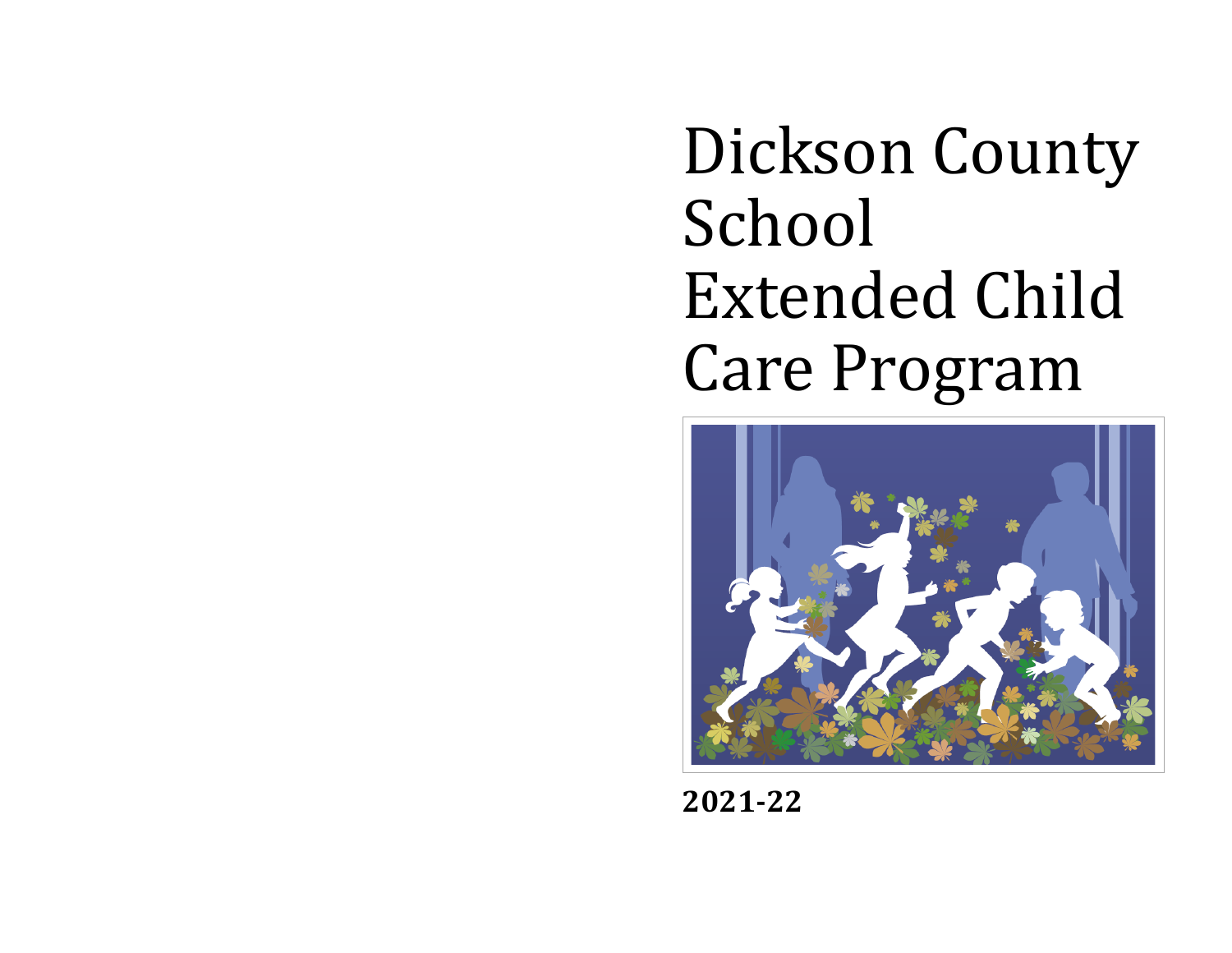# Dickson County School Extended Child Care Program

**2021-22**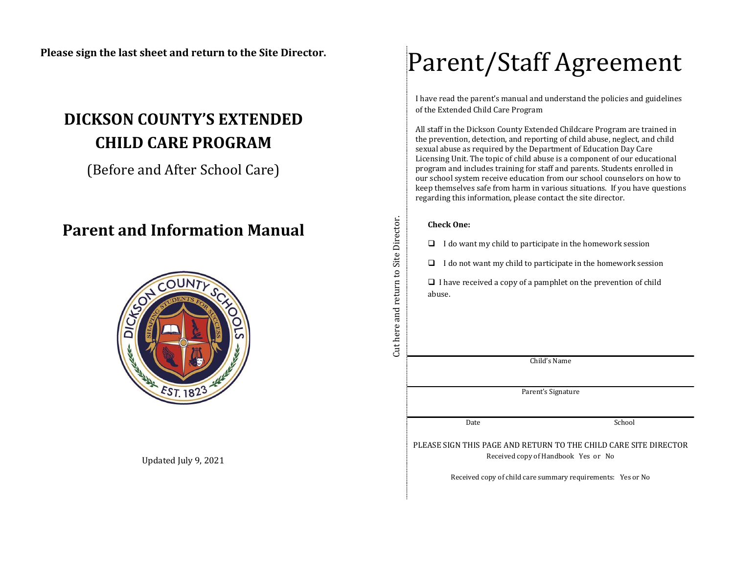**Please sign the last sheet and return to the Site Director.**

# DICKSON COUNTY'S EXTENDED CHILD CARE PROGRAM

(Before and After School Care)

## Parent and Information Manual

Updated July 9, 2021

Cut here and return to Site Director.

# Parent/Staff Agreement

I have read the parent's manual and understand the policies and guidelines of the Extended Child Care Program

All staff in the Dickson County Extended Childcare Program are trained in the prevention, detection, and reporting of child abuse, neglect, and child sexual abuse as required by the Department of Education Day Care Licensing Unit. The topic of child abuse is a component of our educational program and includes training for staff and parents. Students enrolled in our school system receive education from our school counselors on how to keep themselves safe from harm in various situations. If you have questions regarding this information, please contact the site director.

**Check One:**

- ❑ I do want my child to participate in the homework session
- ❑ I do not want my child to participate in the homework session
- ❑ I have received a copy of a pamphlet on the prevention of child abuse.

\_\_\_\_\_\_\_\_\_\_\_\_\_\_\_\_\_\_\_\_\_\_\_\_\_\_\_\_\_\_\_\_\_\_\_\_\_\_\_\_
Child's Name

\_\_\_\_\_\_\_\_\_\_\_\_\_\_\_\_\_\_\_\_\_\_\_\_\_\_\_\_\_\_\_\_\_\_\_\_\_\_\_\_
Parent's Signature

\_\_\_\_\_\_\_\_\_\_\_\_\_\_\_\_\_\_\_\_\_\_\_\_\_\_\_\_\_\_\_\_\_\_\_\_\_\_\_\_
Date School

PLEASE SIGN THIS PAGE AND RETURN TO THE CHILD CARE SITE DIRECTOR

Received copy of Handbook Yes or No

Received copy of child care summary requirements: Yes or No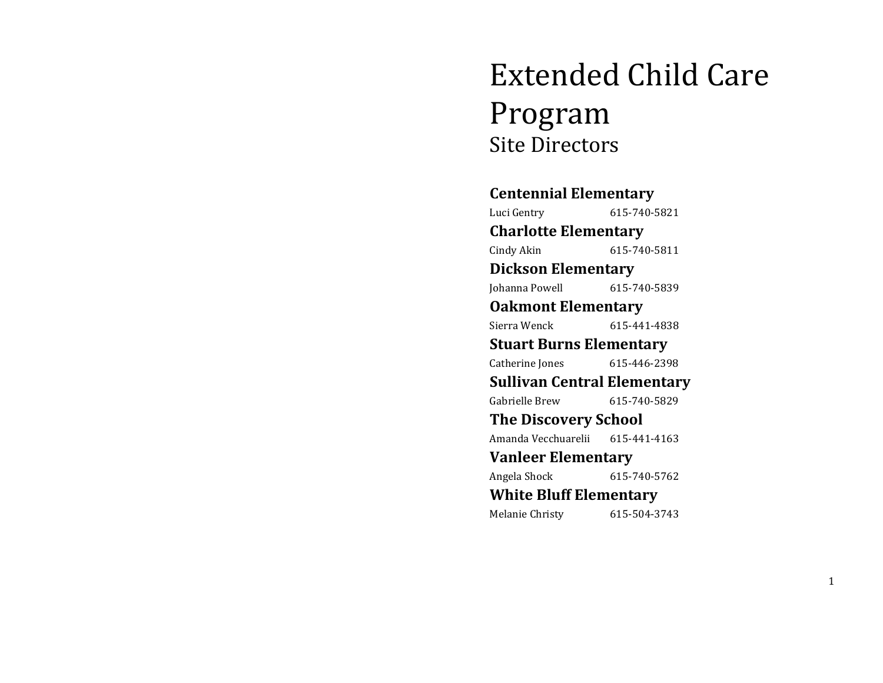# Extended Child Care Program

## Site Directors

**Centennial Elementary**
Luci Gentry 615-740-5821

**Charlotte Elementary**
Cindy Akin 615-740-5811

**Dickson Elementary**
Johanna Powell 615-740-5839

**Oakmont Elementary**
Sierra Wenck 615-441-4838

**Stuart Burns Elementary**
Catherine Jones 615-446-2398

**Sullivan Central Elementary**
Gabrielle Brew 615-740-5829

**The Discovery School**
Amanda Vecchuarelii 615-441-4163

**Vanleer Elementary**
Angela Shock 615-740-5762

**White Bluff Elementary**
Melanie Christy 615-504-3743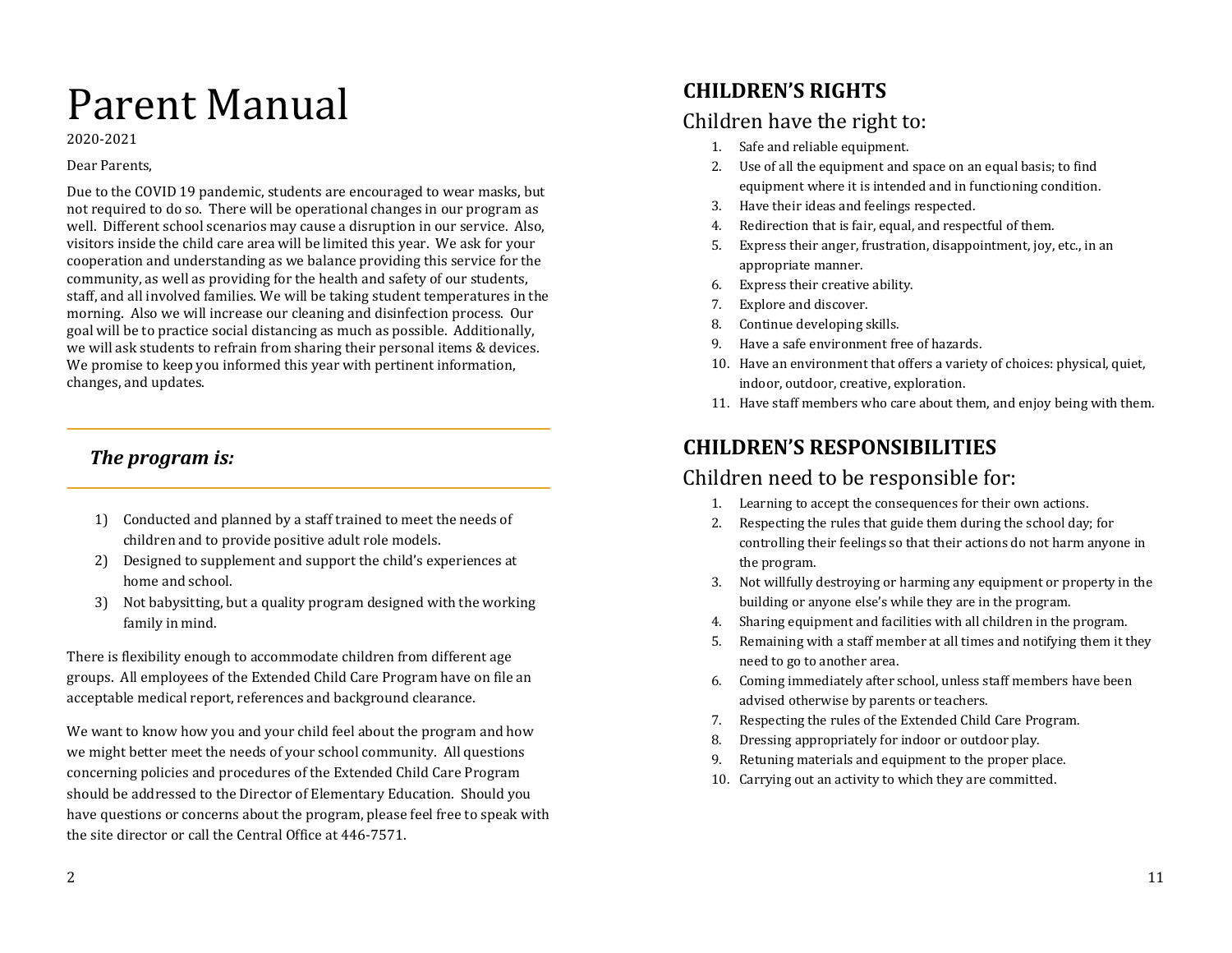# Parent Manual

2020-2021

Dear Parents,

Due to the COVID 19 pandemic, students are encouraged to wear masks, but not required to do so. There will be operational changes in our program as well. Different school scenarios may cause a disruption in our service. Also, visitors inside the child care area will be limited this year. We ask for your cooperation and understanding as we balance providing this service for the community, as well as providing for the health and safety of our students, staff, and all involved families. We will be taking student temperatures in the morning. Also we will increase our cleaning and disinfection process. Our goal will be to practice social distancing as much as possible. Additionally, we will ask students to refrain from sharing their personal items & devices. We promise to keep you informed this year with pertinent information, changes, and updates.

## *The program is:*

1) Conducted and planned by a staff trained to meet the needs of children and to provide positive adult role models.
2) Designed to supplement and support the child's experiences at home and school.
3) Not babysitting, but a quality program designed with the working family in mind.

There is flexibility enough to accommodate children from different age groups. All employees of the Extended Child Care Program have on file an acceptable medical report, references and background clearance.

We want to know how you and your child feel about the program and how we might better meet the needs of your school community. All questions concerning policies and procedures of the Extended Child Care Program should be addressed to the Director of Elementary Education. Should you have questions or concerns about the program, please feel free to speak with the site director or call the Central Office at 446-7571.

## CHILDREN'S RIGHTS

### Children have the right to:

1. Safe and reliable equipment.
2. Use of all the equipment and space on an equal basis; to find equipment where it is intended and in functioning condition.
3. Have their ideas and feelings respected.
4. Redirection that is fair, equal, and respectful of them.
5. Express their anger, frustration, disappointment, joy, etc., in an appropriate manner.
6. Express their creative ability.
7. Explore and discover.
8. Continue developing skills.
9. Have a safe environment free of hazards.
10. Have an environment that offers a variety of choices: physical, quiet, indoor, outdoor, creative, exploration.
11. Have staff members who care about them, and enjoy being with them.

## CHILDREN'S RESPONSIBILITIES

### Children need to be responsible for:

1. Learning to accept the consequences for their own actions.
2. Respecting the rules that guide them during the school day; for controlling their feelings so that their actions do not harm anyone in the program.
3. Not willfully destroying or harming any equipment or property in the building or anyone else's while they are in the program.
4. Sharing equipment and facilities with all children in the program.
5. Remaining with a staff member at all times and notifying them it they need to go to another area.
6. Coming immediately after school, unless staff members have been advised otherwise by parents or teachers.
7. Respecting the rules of the Extended Child Care Program.
8. Dressing appropriately for indoor or outdoor play.
9. Retuning materials and equipment to the proper place.
10. Carrying out an activity to which they are committed.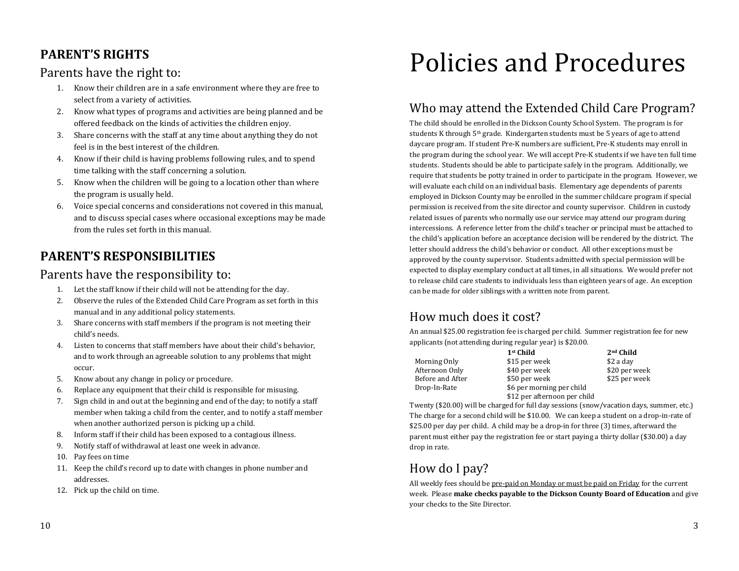## PARENT'S RIGHTS

### Parents have the right to:

1. Know their children are in a safe environment where they are free to select from a variety of activities.
2. Know what types of programs and activities are being planned and be offered feedback on the kinds of activities the children enjoy.
3. Share concerns with the staff at any time about anything they do not feel is in the best interest of the children.
4. Know if their child is having problems following rules, and to spend time talking with the staff concerning a solution.
5. Know when the children will be going to a location other than where the program is usually held.
6. Voice special concerns and considerations not covered in this manual, and to discuss special cases where occasional exceptions may be made from the rules set forth in this manual.

## PARENT'S RESPONSIBILITIES

### Parents have the responsibility to:

1. Let the staff know if their child will not be attending for the day.
2. Observe the rules of the Extended Child Care Program as set forth in this manual and in any additional policy statements.
3. Share concerns with staff members if the program is not meeting their child's needs.
4. Listen to concerns that staff members have about their child's behavior, and to work through an agreeable solution to any problems that might occur.
5. Know about any change in policy or procedure.
6. Replace any equipment that their child is responsible for misusing.
7. Sign child in and out at the beginning and end of the day; to notify a staff member when taking a child from the center, and to notify a staff member when another authorized person is picking up a child.
8. Inform staff if their child has been exposed to a contagious illness.
9. Notify staff of withdrawal at least one week in advance.
10. Pay fees on time
11. Keep the child's record up to date with changes in phone number and addresses.
12. Pick up the child on time.

# Policies and Procedures

## Who may attend the Extended Child Care Program?

The child should be enrolled in the Dickson County School System. The program is for students K through 5th grade. Kindergarten students must be 5 years of age to attend daycare program. If student Pre-K numbers are sufficient, Pre-K students may enroll in the program during the school year. We will accept Pre-K students if we have ten full time students. Students should be able to participate safely in the program. Additionally, we require that students be potty trained in order to participate in the program. However, we will evaluate each child on an individual basis. Elementary age dependents of parents employed in Dickson County may be enrolled in the summer childcare program if special permission is received from the site director and county supervisor. Children in custody related issues of parents who normally use our service may attend our program during intercessions. A reference letter from the child's teacher or principal must be attached to the child's application before an acceptance decision will be rendered by the district. The letter should address the child's behavior or conduct. All other exceptions must be approved by the county supervisor. Students admitted with special permission will be expected to display exemplary conduct at all times, in all situations. We would prefer not to release child care students to individuals less than eighteen years of age. An exception can be made for older siblings with a written note from parent.

## How much does it cost?

An annual $25.00 registration fee is charged per child. Summer registration fee for new applicants (not attending during regular year) is $20.00.

| | 1st Child | 2nd Child |
|---|---|---|
| Morning Only | $15 per week | $2 a day |
| Afternoon Only | $40 per week | $20 per week |
| Before and After | $50 per week | $25 per week |
| Drop-In-Rate | $6 per morning per child<br>$12 per afternoon per child | |

Twenty ($20.00) will be charged for full day sessions (snow/vacation days, summer, etc.) The charge for a second child will be $10.00. We can keep a student on a drop-in-rate of $25.00 per day per child. A child may be a drop-in for three (3) times, afterward the parent must either pay the registration fee or start paying a thirty dollar ($30.00) a day drop in rate.

## How do I pay?

All weekly fees should be pre-paid on Monday or must be paid on Friday for the current week. Please **make checks payable to the Dickson County Board of Education** and give your checks to the Site Director.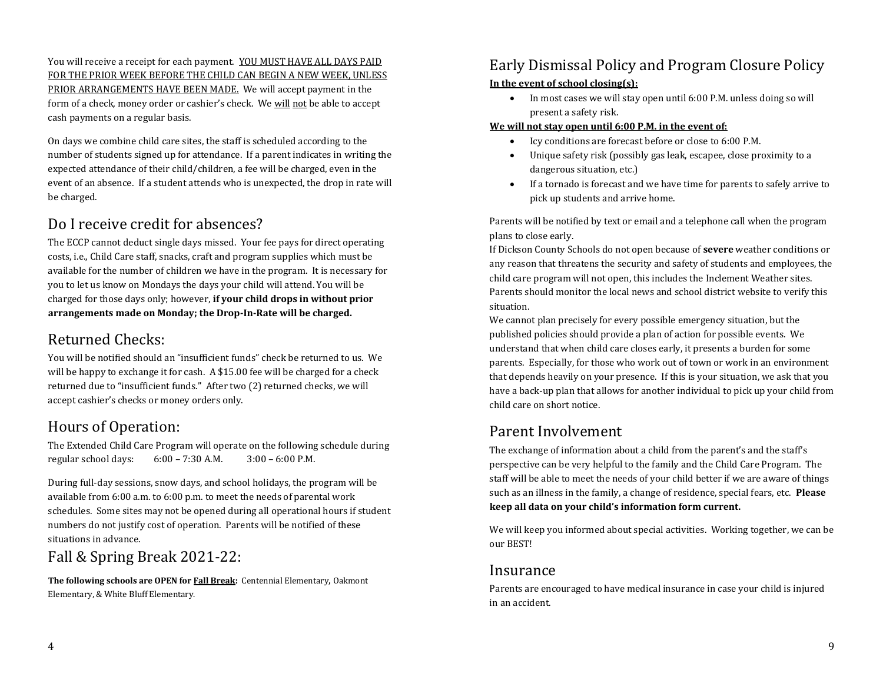You will receive a receipt for each payment. <u>YOU MUST HAVE ALL DAYS PAID FOR THE PRIOR WEEK BEFORE THE CHILD CAN BEGIN A NEW WEEK, UNLESS PRIOR ARRANGEMENTS HAVE BEEN MADE.</u> We will accept payment in the form of a check, money order or cashier's check. We <u>will</u> <u>not</u> be able to accept cash payments on a regular basis.

On days we combine child care sites, the staff is scheduled according to the number of students signed up for attendance. If a parent indicates in writing the expected attendance of their child/children, a fee will be charged, even in the event of an absence. If a student attends who is unexpected, the drop in rate will be charged.

## Do I receive credit for absences?

The ECCP cannot deduct single days missed. Your fee pays for direct operating costs, i.e., Child Care staff, snacks, craft and program supplies which must be available for the number of children we have in the program. It is necessary for you to let us know on Mondays the days your child will attend. You will be charged for those days only; however, **if your child drops in without prior arrangements made on Monday; the Drop-In-Rate will be charged.**

## Returned Checks:

You will be notified should an "insufficient funds" check be returned to us. We will be happy to exchange it for cash. A $15.00 fee will be charged for a check returned due to "insufficient funds." After two (2) returned checks, we will accept cashier's checks or money orders only.

## Hours of Operation:

The Extended Child Care Program will operate on the following schedule during regular school days: 6:00 – 7:30 A.M. 3:00 – 6:00 P.M.

During full-day sessions, snow days, and school holidays, the program will be available from 6:00 a.m. to 6:00 p.m. to meet the needs of parental work schedules. Some sites may not be opened during all operational hours if student numbers do not justify cost of operation. Parents will be notified of these situations in advance.

## Fall & Spring Break 2021-22:

**The following schools are OPEN for <u>Fall Break</u>:** Centennial Elementary, Oakmont Elementary, & White Bluff Elementary.

## Early Dismissal Policy and Program Closure Policy

**<u>In the event of school closing(s):</u>**

- In most cases we will stay open until 6:00 P.M. unless doing so will present a safety risk.

**<u>We will not stay open until 6:00 P.M. in the event of:</u>**

- Icy conditions are forecast before or close to 6:00 P.M.
- Unique safety risk (possibly gas leak, escapee, close proximity to a dangerous situation, etc.)
- If a tornado is forecast and we have time for parents to safely arrive to pick up students and arrive home.

Parents will be notified by text or email and a telephone call when the program plans to close early.

If Dickson County Schools do not open because of **severe** weather conditions or any reason that threatens the security and safety of students and employees, the child care program will not open, this includes the Inclement Weather sites. Parents should monitor the local news and school district website to verify this situation.

We cannot plan precisely for every possible emergency situation, but the published policies should provide a plan of action for possible events. We understand that when child care closes early, it presents a burden for some parents. Especially, for those who work out of town or work in an environment that depends heavily on your presence. If this is your situation, we ask that you have a back-up plan that allows for another individual to pick up your child from child care on short notice.

## Parent Involvement

The exchange of information about a child from the parent's and the staff's perspective can be very helpful to the family and the Child Care Program. The staff will be able to meet the needs of your child better if we are aware of things such as an illness in the family, a change of residence, special fears, etc. **Please keep all data on your child's information form current.**

We will keep you informed about special activities. Working together, we can be our BEST!

## Insurance

Parents are encouraged to have medical insurance in case your child is injured in an accident.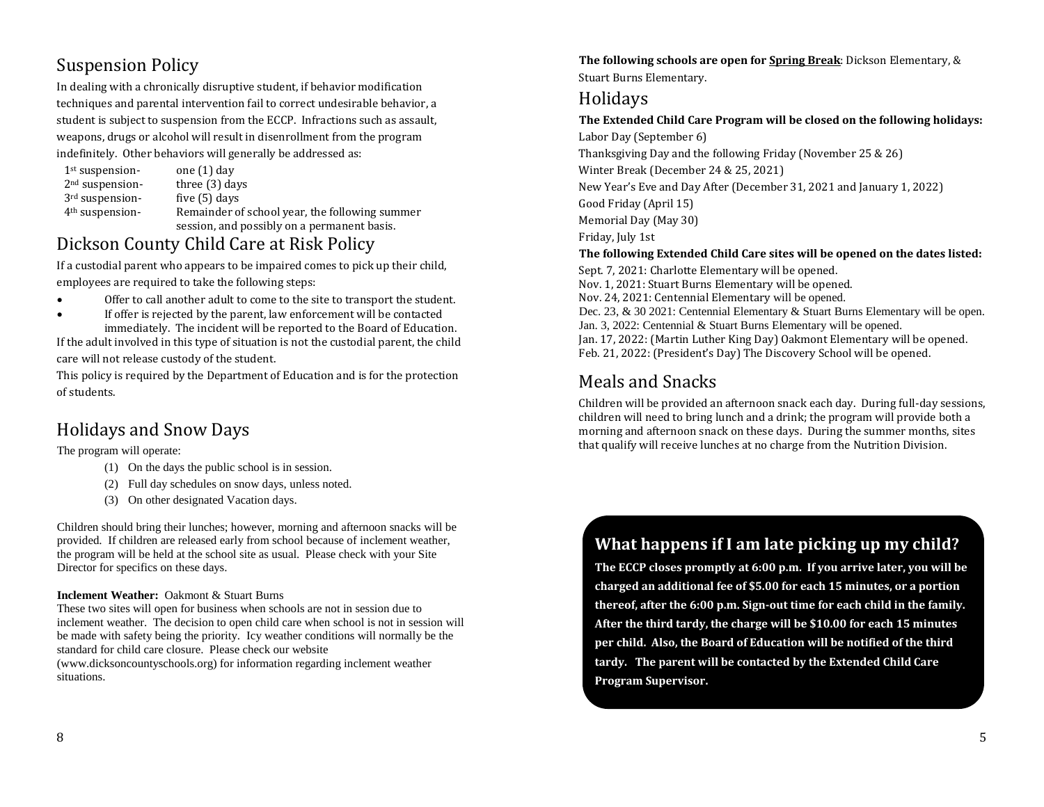## Suspension Policy

In dealing with a chronically disruptive student, if behavior modification techniques and parental intervention fail to correct undesirable behavior, a student is subject to suspension from the ECCP. Infractions such as assault, weapons, drugs or alcohol will result in disenrollment from the program indefinitely. Other behaviors will generally be addressed as:

| | |
|---|---|
| 1st suspension- | one (1) day |
| 2nd suspension- | three (3) days |
| 3rd suspension- | five (5) days |
| 4th suspension- | Remainder of school year, the following summer session, and possibly on a permanent basis. |

## Dickson County Child Care at Risk Policy

If a custodial parent who appears to be impaired comes to pick up their child, employees are required to take the following steps:

- Offer to call another adult to come to the site to transport the student.
- If offer is rejected by the parent, law enforcement will be contacted immediately. The incident will be reported to the Board of Education.

If the adult involved in this type of situation is not the custodial parent, the child care will not release custody of the student.

This policy is required by the Department of Education and is for the protection of students.

## Holidays and Snow Days

The program will operate:

(1) On the days the public school is in session.
(2) Full day schedules on snow days, unless noted.
(3) On other designated Vacation days.

Children should bring their lunches; however, morning and afternoon snacks will be provided. If children are released early from school because of inclement weather, the program will be held at the school site as usual. Please check with your Site Director for specifics on these days.

**Inclement Weather:** Oakmont & Stuart Burns

These two sites will open for business when schools are not in session due to inclement weather. The decision to open child care when school is not in session will be made with safety being the priority. Icy weather conditions will normally be the standard for child care closure. Please check our website (www.dicksoncountyschools.org) for information regarding inclement weather situations.

**The following schools are open for Spring Break**: Dickson Elementary, & Stuart Burns Elementary.

## Holidays

**The Extended Child Care Program will be closed on the following holidays:**

Labor Day (September 6)
Thanksgiving Day and the following Friday (November 25 & 26)
Winter Break (December 24 & 25, 2021)
New Year's Eve and Day After (December 31, 2021 and January 1, 2022)
Good Friday (April 15)
Memorial Day (May 30)
Friday, July 1st

**The following Extended Child Care sites will be opened on the dates listed:**

Sept. 7, 2021: Charlotte Elementary will be opened.
Nov. 1, 2021: Stuart Burns Elementary will be opened.
Nov. 24, 2021: Centennial Elementary will be opened.
Dec. 23, & 30 2021: Centennial Elementary & Stuart Burns Elementary will be open.
Jan. 3, 2022: Centennial & Stuart Burns Elementary will be opened.
Jan. 17, 2022: (Martin Luther King Day) Oakmont Elementary will be opened.
Feb. 21, 2022: (President's Day) The Discovery School will be opened.

## Meals and Snacks

Children will be provided an afternoon snack each day. During full-day sessions, children will need to bring lunch and a drink; the program will provide both a morning and afternoon snack on these days. During the summer months, sites that qualify will receive lunches at no charge from the Nutrition Division.

### What happens if I am late picking up my child?

**The ECCP closes promptly at 6:00 p.m. If you arrive later, you will be charged an additional fee of $5.00 for each 15 minutes, or a portion thereof, after the 6:00 p.m. Sign-out time for each child in the family. After the third tardy, the charge will be $10.00 for each 15 minutes per child. Also, the Board of Education will be notified of the third tardy. The parent will be contacted by the Extended Child Care Program Supervisor.**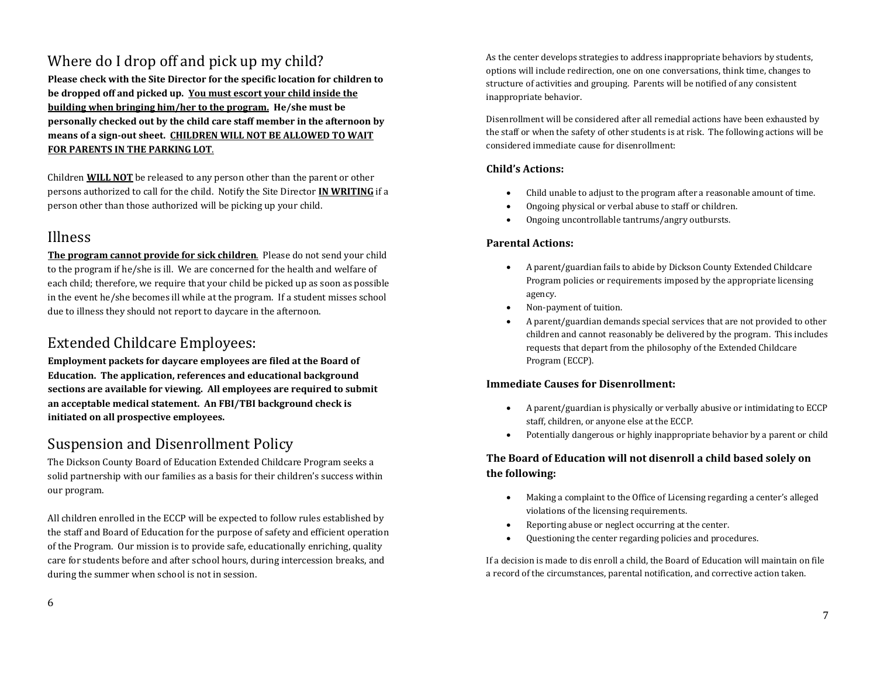## Where do I drop off and pick up my child?

**Please check with the Site Director for the specific location for children to be dropped off and picked up. <u>You must escort your child inside the building when bringing him/her to the program.</u> He/she must be personally checked out by the child care staff member in the afternoon by means of a sign-out sheet. <u>CHILDREN WILL NOT BE ALLOWED TO WAIT FOR PARENTS IN THE PARKING LOT</u>.**

Children **<u>WILL NOT</u>** be released to any person other than the parent or other persons authorized to call for the child. Notify the Site Director **<u>IN WRITING</u>** if a person other than those authorized will be picking up your child.

## Illness

**<u>The program cannot provide for sick children</u>**. Please do not send your child to the program if he/she is ill. We are concerned for the health and welfare of each child; therefore, we require that your child be picked up as soon as possible in the event he/she becomes ill while at the program. If a student misses school due to illness they should not report to daycare in the afternoon.

## Extended Childcare Employees:

**Employment packets for daycare employees are filed at the Board of Education. The application, references and educational background sections are available for viewing. All employees are required to submit an acceptable medical statement. An FBI/TBI background check is initiated on all prospective employees.**

## Suspension and Disenrollment Policy

The Dickson County Board of Education Extended Childcare Program seeks a solid partnership with our families as a basis for their children's success within our program.

All children enrolled in the ECCP will be expected to follow rules established by the staff and Board of Education for the purpose of safety and efficient operation of the Program. Our mission is to provide safe, educationally enriching, quality care for students before and after school hours, during intercession breaks, and during the summer when school is not in session.

As the center develops strategies to address inappropriate behaviors by students, options will include redirection, one on one conversations, think time, changes to structure of activities and grouping. Parents will be notified of any consistent inappropriate behavior.

Disenrollment will be considered after all remedial actions have been exhausted by the staff or when the safety of other students is at risk. The following actions will be considered immediate cause for disenrollment:

### Child's Actions:

- Child unable to adjust to the program after a reasonable amount of time.
- Ongoing physical or verbal abuse to staff or children.
- Ongoing uncontrollable tantrums/angry outbursts.

### Parental Actions:

- A parent/guardian fails to abide by Dickson County Extended Childcare Program policies or requirements imposed by the appropriate licensing agency.
- Non-payment of tuition.
- A parent/guardian demands special services that are not provided to other children and cannot reasonably be delivered by the program. This includes requests that depart from the philosophy of the Extended Childcare Program (ECCP).

### Immediate Causes for Disenrollment:

- A parent/guardian is physically or verbally abusive or intimidating to ECCP staff, children, or anyone else at the ECCP.
- Potentially dangerous or highly inappropriate behavior by a parent or child

### The Board of Education will not disenroll a child based solely on the following:

- Making a complaint to the Office of Licensing regarding a center's alleged violations of the licensing requirements.
- Reporting abuse or neglect occurring at the center.
- Questioning the center regarding policies and procedures.

If a decision is made to dis enroll a child, the Board of Education will maintain on file a record of the circumstances, parental notification, and corrective action taken.